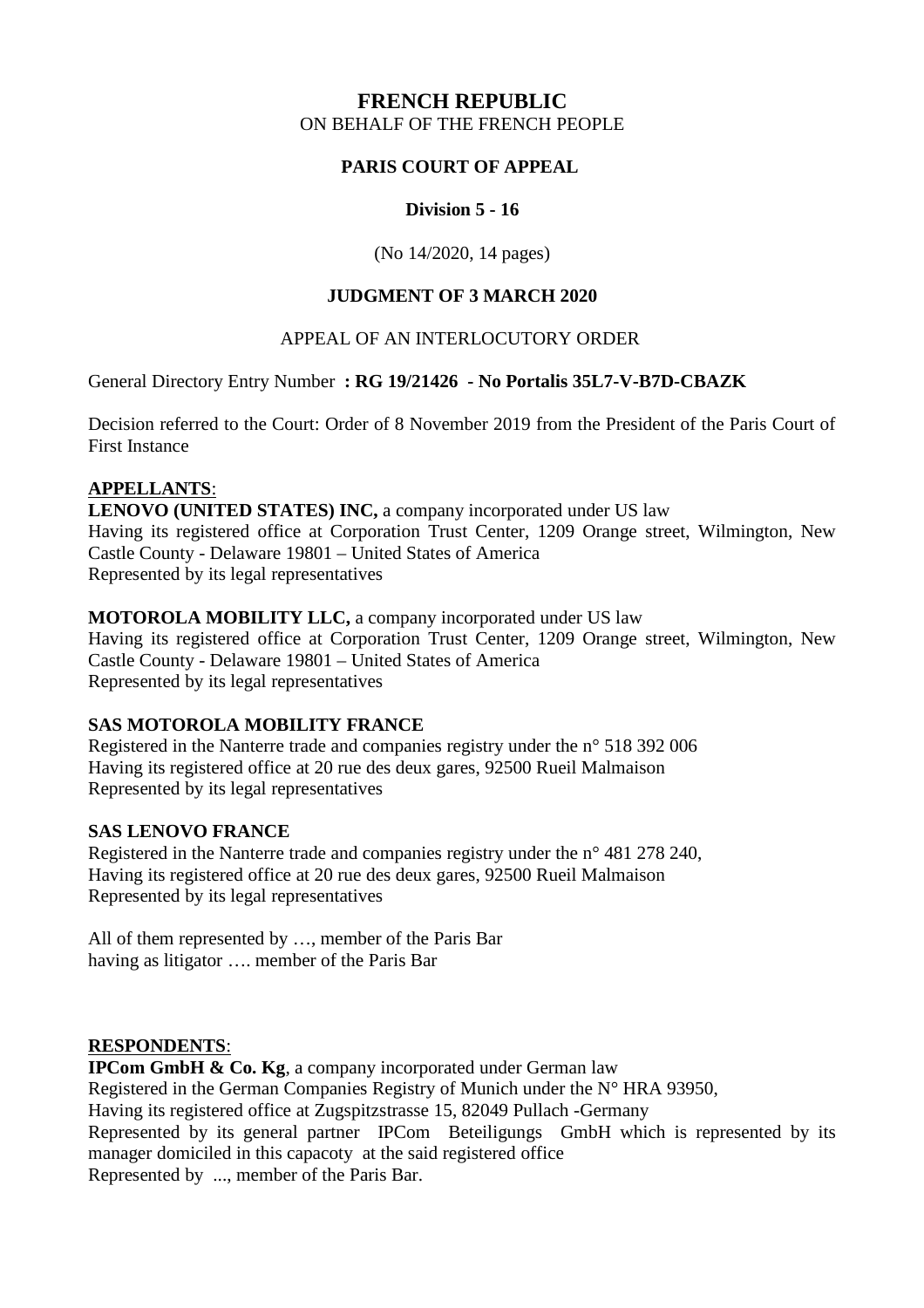# FRENCH REPUBLIC

ON BEHALF OF THE FRENCH PEOPLE

## PARIS COURT OF APPEAL

### Division 5 - 16

(No 14/2020, 14 pages)

### JUDGMENT OF 3 MARCH 2020

APPEAL OF AN INTERLOCUTORY ORDER

General Directory Entry Number **: RG 19/21426 - No Portalis 35L7-V-B7D-CBAZK**

Decision referred to the Court: Order of 8 November 2019 from the President of the Paris Court of First Instance

**APPELLANTS**:

**LENOVO (UNITED STATES) INC,** a company incorporated under US law
Having its registered office at Corporation Trust Center, 1209 Orange street, Wilmington, New Castle County - Delaware 19801 – United States of America
Represented by its legal representatives

**MOTOROLA MOBILITY LLC,** a company incorporated under US law
Having its registered office at Corporation Trust Center, 1209 Orange street, Wilmington, New Castle County - Delaware 19801 – United States of America
Represented by its legal representatives

**SAS MOTOROLA MOBILITY FRANCE**
Registered in the Nanterre trade and companies registry under the n° 518 392 006
Having its registered office at 20 rue des deux gares, 92500 Rueil Malmaison
Represented by its legal representatives

**SAS LENOVO FRANCE**
Registered in the Nanterre trade and companies registry under the n° 481 278 240,
Having its registered office at 20 rue des deux gares, 92500 Rueil Malmaison
Represented by its legal representatives

All of them represented by …, member of the Paris Bar
having as litigator …. member of the Paris Bar

**RESPONDENTS**:

**IPCom GmbH & Co. Kg**, a company incorporated under German law
Registered in the German Companies Registry of Munich under the N° HRA 93950,
Having its registered office at Zugspitzstrasse 15, 82049 Pullach -Germany
Represented by its general partner IPCom Beteiligungs GmbH which is represented by its manager domiciled in this capacoty at the said registered office
Represented by ..., member of the Paris Bar.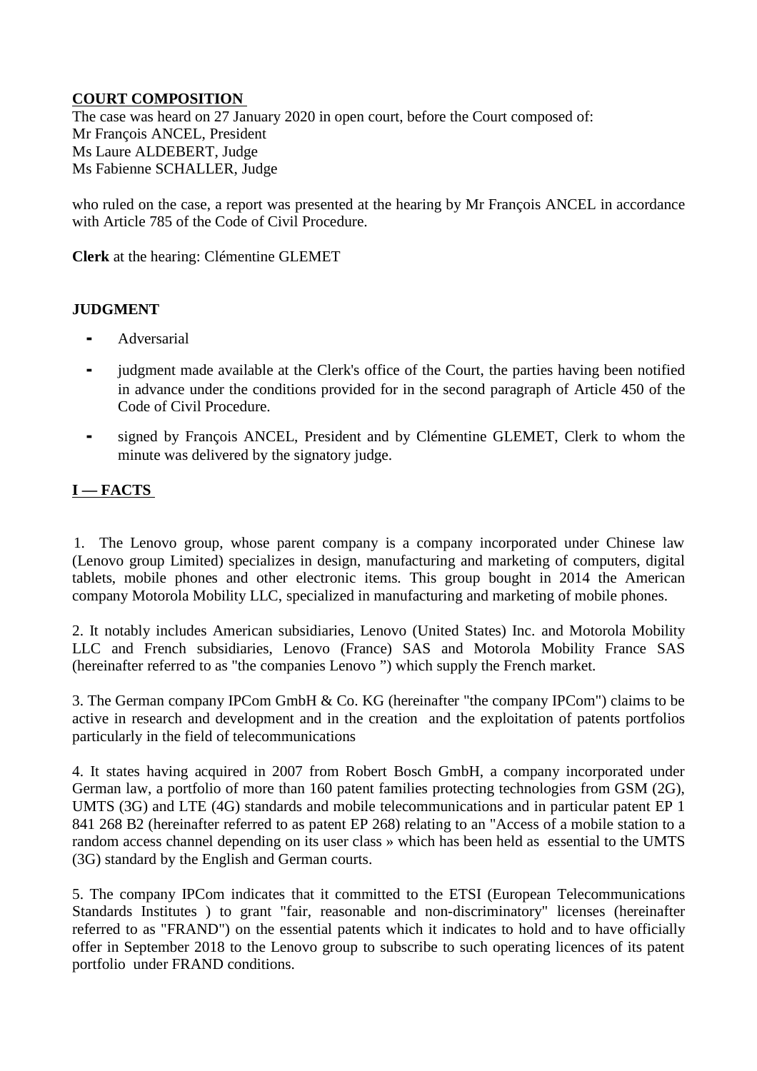**COURT COMPOSITION**

The case was heard on 27 January 2020 in open court, before the Court composed of:
Mr François ANCEL, President
Ms Laure ALDEBERT, Judge
Ms Fabienne SCHALLER, Judge

who ruled on the case, a report was presented at the hearing by Mr François ANCEL in accordance with Article 785 of the Code of Civil Procedure.

**Clerk** at the hearing: Clémentine GLEMET

**JUDGMENT**

- Adversarial
- judgment made available at the Clerk's office of the Court, the parties having been notified in advance under the conditions provided for in the second paragraph of Article 450 of the Code of Civil Procedure.
- signed by François ANCEL, President and by Clémentine GLEMET, Clerk to whom the minute was delivered by the signatory judge.

**I — FACTS**

1. The Lenovo group, whose parent company is a company incorporated under Chinese law (Lenovo group Limited) specializes in design, manufacturing and marketing of computers, digital tablets, mobile phones and other electronic items. This group bought in 2014 the American company Motorola Mobility LLC, specialized in manufacturing and marketing of mobile phones.

2. It notably includes American subsidiaries, Lenovo (United States) Inc. and Motorola Mobility LLC and French subsidiaries, Lenovo (France) SAS and Motorola Mobility France SAS (hereinafter referred to as "the companies Lenovo ") which supply the French market.

3. The German company IPCom GmbH & Co. KG (hereinafter "the company IPCom") claims to be active in research and development and in the creation and the exploitation of patents portfolios particularly in the field of telecommunications

4. It states having acquired in 2007 from Robert Bosch GmbH, a company incorporated under German law, a portfolio of more than 160 patent families protecting technologies from GSM (2G), UMTS (3G) and LTE (4G) standards and mobile telecommunications and in particular patent EP 1 841 268 B2 (hereinafter referred to as patent EP 268) relating to an "Access of a mobile station to a random access channel depending on its user class » which has been held as essential to the UMTS (3G) standard by the English and German courts.

5. The company IPCom indicates that it committed to the ETSI (European Telecommunications Standards Institutes ) to grant "fair, reasonable and non-discriminatory" licenses (hereinafter referred to as "FRAND") on the essential patents which it indicates to hold and to have officially offer in September 2018 to the Lenovo group to subscribe to such operating licences of its patent portfolio under FRAND conditions.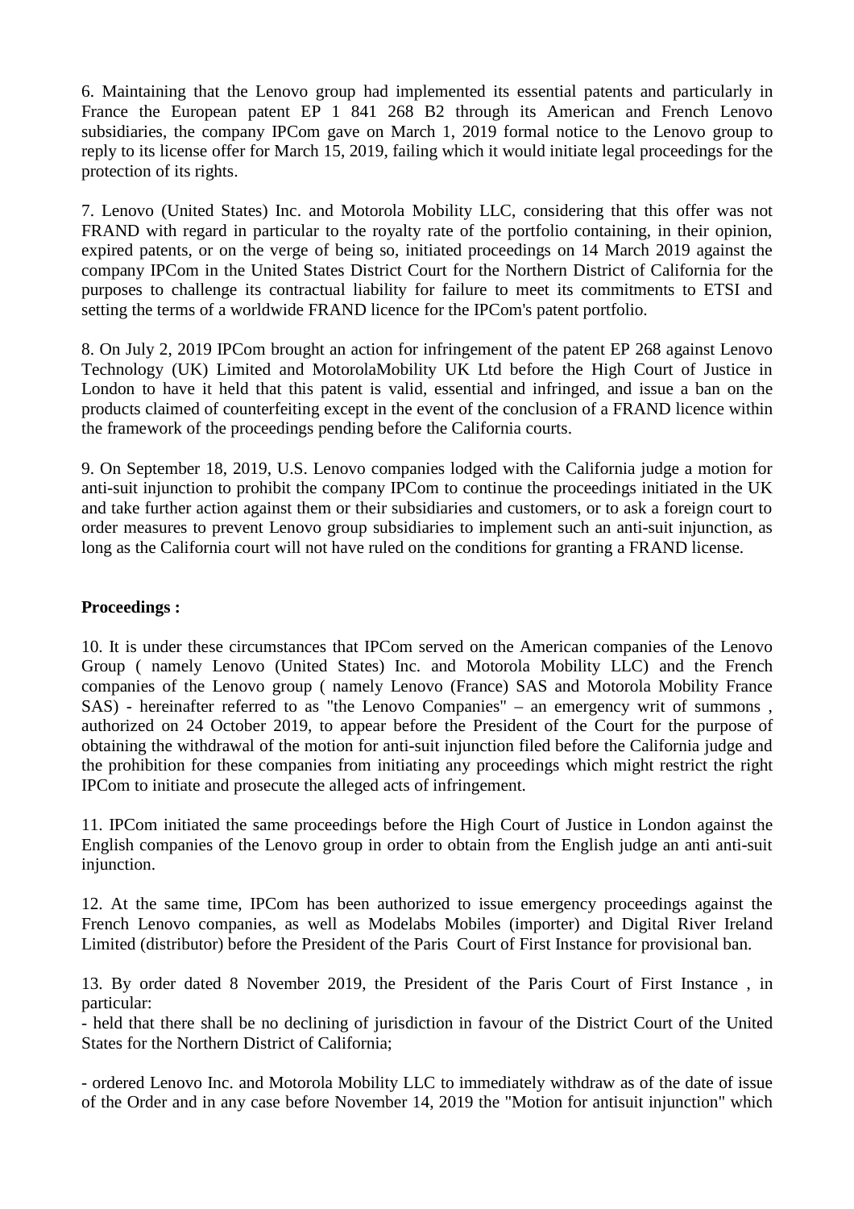6. Maintaining that the Lenovo group had implemented its essential patents and particularly in France the European patent EP 1 841 268 B2 through its American and French Lenovo subsidiaries, the company IPCom gave on March 1, 2019 formal notice to the Lenovo group to reply to its license offer for March 15, 2019, failing which it would initiate legal proceedings for the protection of its rights.

7. Lenovo (United States) Inc. and Motorola Mobility LLC, considering that this offer was not FRAND with regard in particular to the royalty rate of the portfolio containing, in their opinion, expired patents, or on the verge of being so, initiated proceedings on 14 March 2019 against the company IPCom in the United States District Court for the Northern District of California for the purposes to challenge its contractual liability for failure to meet its commitments to ETSI and setting the terms of a worldwide FRAND licence for the IPCom's patent portfolio.

8. On July 2, 2019 IPCom brought an action for infringement of the patent EP 268 against Lenovo Technology (UK) Limited and MotorolaMobility UK Ltd before the High Court of Justice in London to have it held that this patent is valid, essential and infringed, and issue a ban on the products claimed of counterfeiting except in the event of the conclusion of a FRAND licence within the framework of the proceedings pending before the California courts.

9. On September 18, 2019, U.S. Lenovo companies lodged with the California judge a motion for anti-suit injunction to prohibit the company IPCom to continue the proceedings initiated in the UK and take further action against them or their subsidiaries and customers, or to ask a foreign court to order measures to prevent Lenovo group subsidiaries to implement such an anti-suit injunction, as long as the California court will not have ruled on the conditions for granting a FRAND license.

**Proceedings :**

10. It is under these circumstances that IPCom served on the American companies of the Lenovo Group ( namely Lenovo (United States) Inc. and Motorola Mobility LLC) and the French companies of the Lenovo group ( namely Lenovo (France) SAS and Motorola Mobility France SAS) - hereinafter referred to as "the Lenovo Companies" – an emergency writ of summons , authorized on 24 October 2019, to appear before the President of the Court for the purpose of obtaining the withdrawal of the motion for anti-suit injunction filed before the California judge and the prohibition for these companies from initiating any proceedings which might restrict the right IPCom to initiate and prosecute the alleged acts of infringement.

11. IPCom initiated the same proceedings before the High Court of Justice in London against the English companies of the Lenovo group in order to obtain from the English judge an anti anti-suit injunction.

12. At the same time, IPCom has been authorized to issue emergency proceedings against the French Lenovo companies, as well as Modelabs Mobiles (importer) and Digital River Ireland Limited (distributor) before the President of the Paris Court of First Instance for provisional ban.

13. By order dated 8 November 2019, the President of the Paris Court of First Instance , in particular:

- held that there shall be no declining of jurisdiction in favour of the District Court of the United States for the Northern District of California;

- ordered Lenovo Inc. and Motorola Mobility LLC to immediately withdraw as of the date of issue of the Order and in any case before November 14, 2019 the "Motion for antisuit injunction" which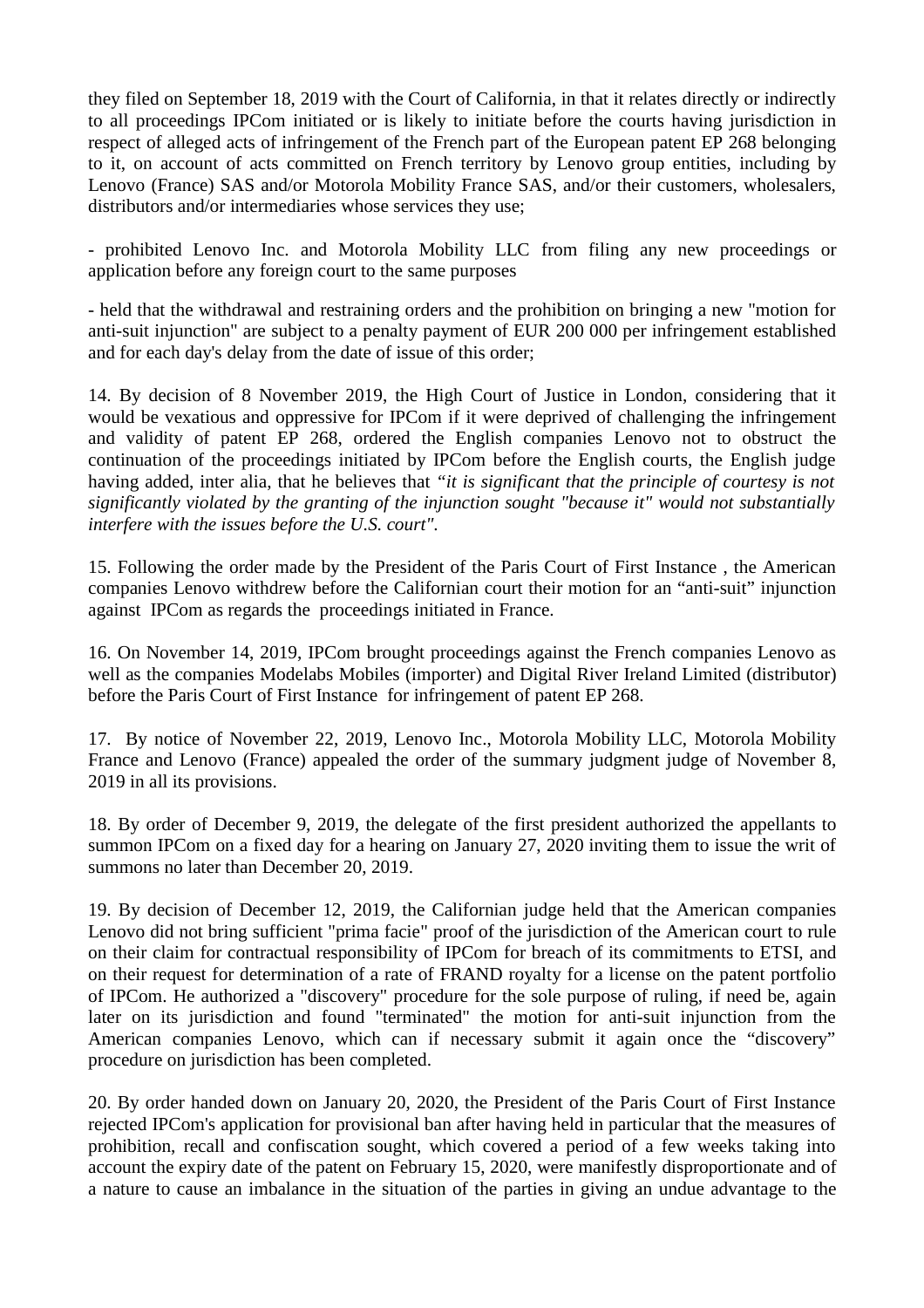they filed on September 18, 2019 with the Court of California, in that it relates directly or indirectly to all proceedings IPCom initiated or is likely to initiate before the courts having jurisdiction in respect of alleged acts of infringement of the French part of the European patent EP 268 belonging to it, on account of acts committed on French territory by Lenovo group entities, including by Lenovo (France) SAS and/or Motorola Mobility France SAS, and/or their customers, wholesalers, distributors and/or intermediaries whose services they use;

- prohibited Lenovo Inc. and Motorola Mobility LLC from filing any new proceedings or application before any foreign court to the same purposes

- held that the withdrawal and restraining orders and the prohibition on bringing a new "motion for anti-suit injunction" are subject to a penalty payment of EUR 200 000 per infringement established and for each day's delay from the date of issue of this order;

14. By decision of 8 November 2019, the High Court of Justice in London, considering that it would be vexatious and oppressive for IPCom if it were deprived of challenging the infringement and validity of patent EP 268, ordered the English companies Lenovo not to obstruct the continuation of the proceedings initiated by IPCom before the English courts, the English judge having added, inter alia, that he believes that *"it is significant that the principle of courtesy is not significantly violated by the granting of the injunction sought "because it" would not substantially interfere with the issues before the U.S. court".*

15. Following the order made by the President of the Paris Court of First Instance , the American companies Lenovo withdrew before the Californian court their motion for an "anti-suit" injunction against IPCom as regards the proceedings initiated in France.

16. On November 14, 2019, IPCom brought proceedings against the French companies Lenovo as well as the companies Modelabs Mobiles (importer) and Digital River Ireland Limited (distributor) before the Paris Court of First Instance for infringement of patent EP 268.

17. By notice of November 22, 2019, Lenovo Inc., Motorola Mobility LLC, Motorola Mobility France and Lenovo (France) appealed the order of the summary judgment judge of November 8, 2019 in all its provisions.

18. By order of December 9, 2019, the delegate of the first president authorized the appellants to summon IPCom on a fixed day for a hearing on January 27, 2020 inviting them to issue the writ of summons no later than December 20, 2019.

19. By decision of December 12, 2019, the Californian judge held that the American companies Lenovo did not bring sufficient "prima facie" proof of the jurisdiction of the American court to rule on their claim for contractual responsibility of IPCom for breach of its commitments to ETSI, and on their request for determination of a rate of FRAND royalty for a license on the patent portfolio of IPCom. He authorized a "discovery" procedure for the sole purpose of ruling, if need be, again later on its jurisdiction and found "terminated" the motion for anti-suit injunction from the American companies Lenovo, which can if necessary submit it again once the "discovery" procedure on jurisdiction has been completed.

20. By order handed down on January 20, 2020, the President of the Paris Court of First Instance rejected IPCom's application for provisional ban after having held in particular that the measures of prohibition, recall and confiscation sought, which covered a period of a few weeks taking into account the expiry date of the patent on February 15, 2020, were manifestly disproportionate and of a nature to cause an imbalance in the situation of the parties in giving an undue advantage to the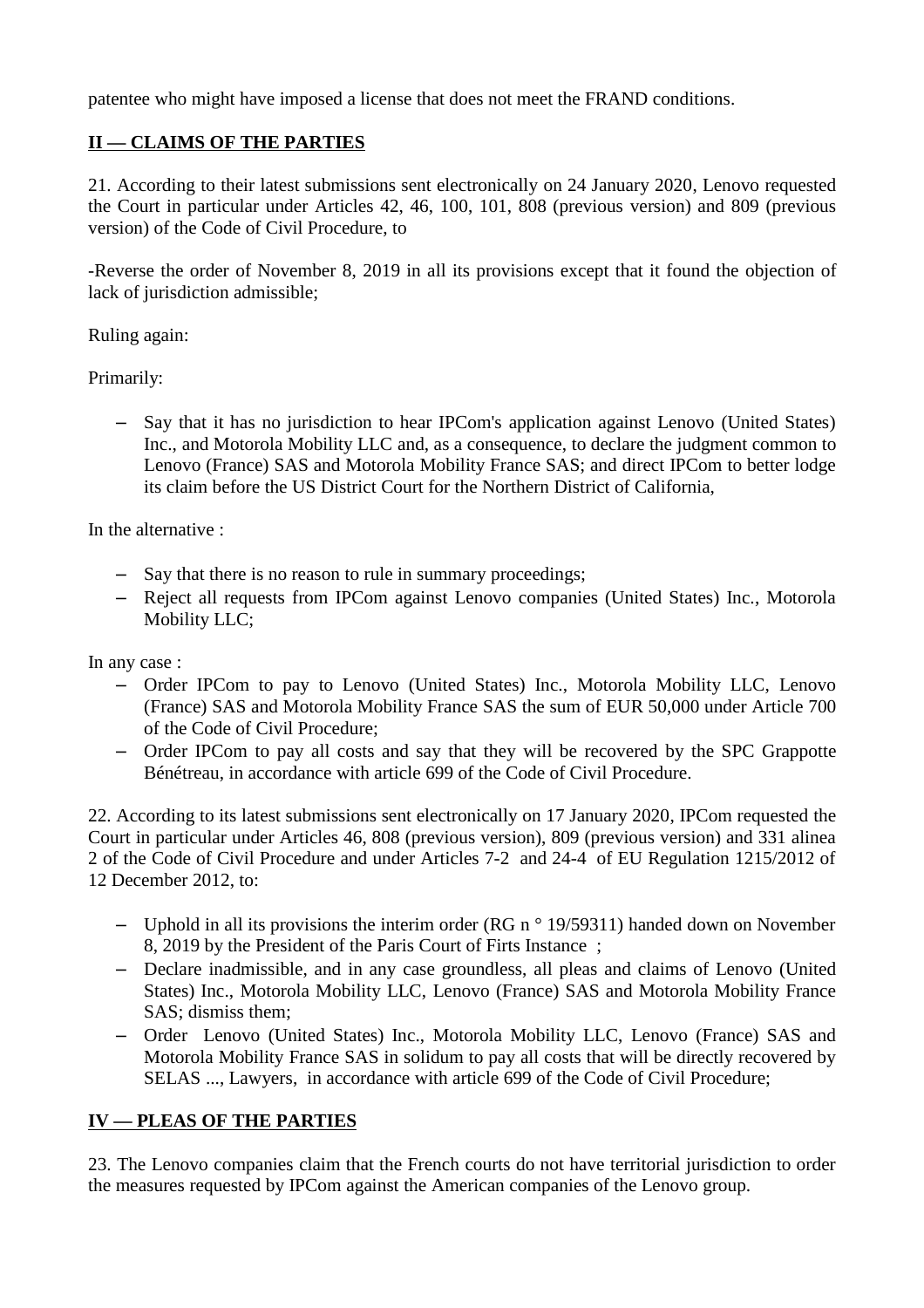patentee who might have imposed a license that does not meet the FRAND conditions.

## II — CLAIMS OF THE PARTIES

21. According to their latest submissions sent electronically on 24 January 2020, Lenovo requested the Court in particular under Articles 42, 46, 100, 101, 808 (previous version) and 809 (previous version) of the Code of Civil Procedure, to

-Reverse the order of November 8, 2019 in all its provisions except that it found the objection of lack of jurisdiction admissible;

Ruling again:

Primarily:

- Say that it has no jurisdiction to hear IPCom's application against Lenovo (United States) Inc., and Motorola Mobility LLC and, as a consequence, to declare the judgment common to Lenovo (France) SAS and Motorola Mobility France SAS; and direct IPCom to better lodge its claim before the US District Court for the Northern District of California,

In the alternative :

- Say that there is no reason to rule in summary proceedings;
- Reject all requests from IPCom against Lenovo companies (United States) Inc., Motorola Mobility LLC;

In any case :

- Order IPCom to pay to Lenovo (United States) Inc., Motorola Mobility LLC, Lenovo (France) SAS and Motorola Mobility France SAS the sum of EUR 50,000 under Article 700 of the Code of Civil Procedure;
- Order IPCom to pay all costs and say that they will be recovered by the SPC Grappotte Bénétreau, in accordance with article 699 of the Code of Civil Procedure.

22. According to its latest submissions sent electronically on 17 January 2020, IPCom requested the Court in particular under Articles 46, 808 (previous version), 809 (previous version) and 331 alinea 2 of the Code of Civil Procedure and under Articles 7-2 and 24-4 of EU Regulation 1215/2012 of 12 December 2012, to:

- Uphold in all its provisions the interim order (RG n ° 19/59311) handed down on November 8, 2019 by the President of the Paris Court of Firts Instance ;
- Declare inadmissible, and in any case groundless, all pleas and claims of Lenovo (United States) Inc., Motorola Mobility LLC, Lenovo (France) SAS and Motorola Mobility France SAS; dismiss them;
- Order Lenovo (United States) Inc., Motorola Mobility LLC, Lenovo (France) SAS and Motorola Mobility France SAS in solidum to pay all costs that will be directly recovered by SELAS ..., Lawyers, in accordance with article 699 of the Code of Civil Procedure;

## IV — PLEAS OF THE PARTIES

23. The Lenovo companies claim that the French courts do not have territorial jurisdiction to order the measures requested by IPCom against the American companies of the Lenovo group.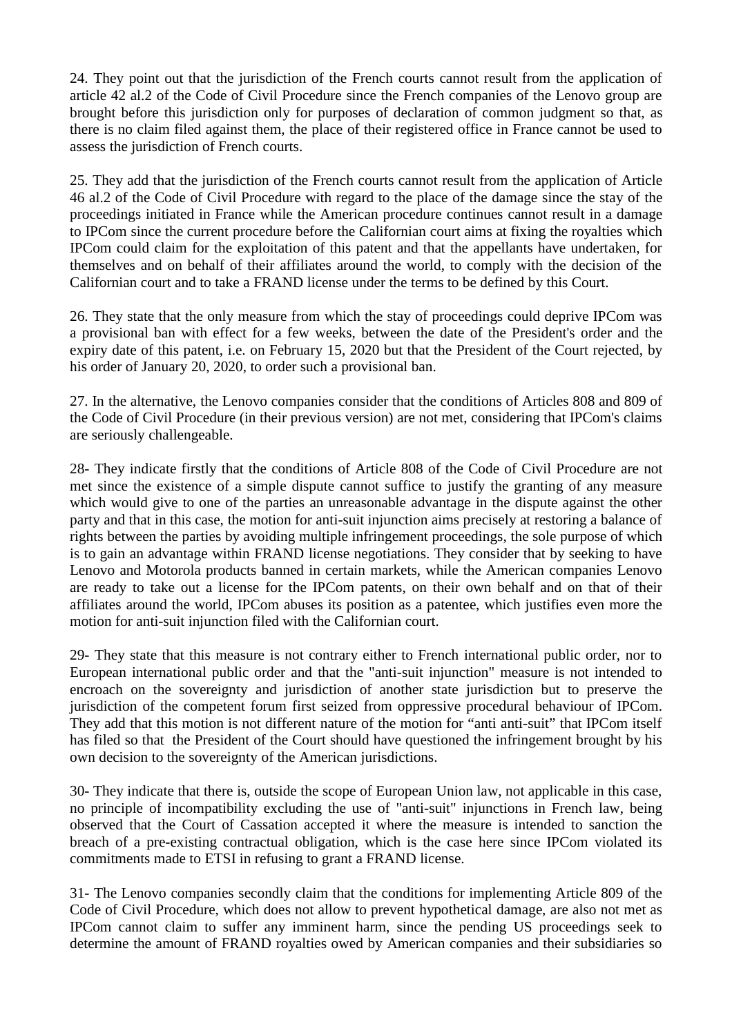24. They point out that the jurisdiction of the French courts cannot result from the application of article 42 al.2 of the Code of Civil Procedure since the French companies of the Lenovo group are brought before this jurisdiction only for purposes of declaration of common judgment so that, as there is no claim filed against them, the place of their registered office in France cannot be used to assess the jurisdiction of French courts.

25. They add that the jurisdiction of the French courts cannot result from the application of Article 46 al.2 of the Code of Civil Procedure with regard to the place of the damage since the stay of the proceedings initiated in France while the American procedure continues cannot result in a damage to IPCom since the current procedure before the Californian court aims at fixing the royalties which IPCom could claim for the exploitation of this patent and that the appellants have undertaken, for themselves and on behalf of their affiliates around the world, to comply with the decision of the Californian court and to take a FRAND license under the terms to be defined by this Court.

26. They state that the only measure from which the stay of proceedings could deprive IPCom was a provisional ban with effect for a few weeks, between the date of the President's order and the expiry date of this patent, i.e. on February 15, 2020 but that the President of the Court rejected, by his order of January 20, 2020, to order such a provisional ban.

27. In the alternative, the Lenovo companies consider that the conditions of Articles 808 and 809 of the Code of Civil Procedure (in their previous version) are not met, considering that IPCom's claims are seriously challengeable.

28- They indicate firstly that the conditions of Article 808 of the Code of Civil Procedure are not met since the existence of a simple dispute cannot suffice to justify the granting of any measure which would give to one of the parties an unreasonable advantage in the dispute against the other party and that in this case, the motion for anti-suit injunction aims precisely at restoring a balance of rights between the parties by avoiding multiple infringement proceedings, the sole purpose of which is to gain an advantage within FRAND license negotiations. They consider that by seeking to have Lenovo and Motorola products banned in certain markets, while the American companies Lenovo are ready to take out a license for the IPCom patents, on their own behalf and on that of their affiliates around the world, IPCom abuses its position as a patentee, which justifies even more the motion for anti-suit injunction filed with the Californian court.

29- They state that this measure is not contrary either to French international public order, nor to European international public order and that the "anti-suit injunction" measure is not intended to encroach on the sovereignty and jurisdiction of another state jurisdiction but to preserve the jurisdiction of the competent forum first seized from oppressive procedural behaviour of IPCom. They add that this motion is not different nature of the motion for “anti anti-suit” that IPCom itself has filed so that the President of the Court should have questioned the infringement brought by his own decision to the sovereignty of the American jurisdictions.

30- They indicate that there is, outside the scope of European Union law, not applicable in this case, no principle of incompatibility excluding the use of "anti-suit" injunctions in French law, being observed that the Court of Cassation accepted it where the measure is intended to sanction the breach of a pre-existing contractual obligation, which is the case here since IPCom violated its commitments made to ETSI in refusing to grant a FRAND license.

31- The Lenovo companies secondly claim that the conditions for implementing Article 809 of the Code of Civil Procedure, which does not allow to prevent hypothetical damage, are also not met as IPCom cannot claim to suffer any imminent harm, since the pending US proceedings seek to determine the amount of FRAND royalties owed by American companies and their subsidiaries so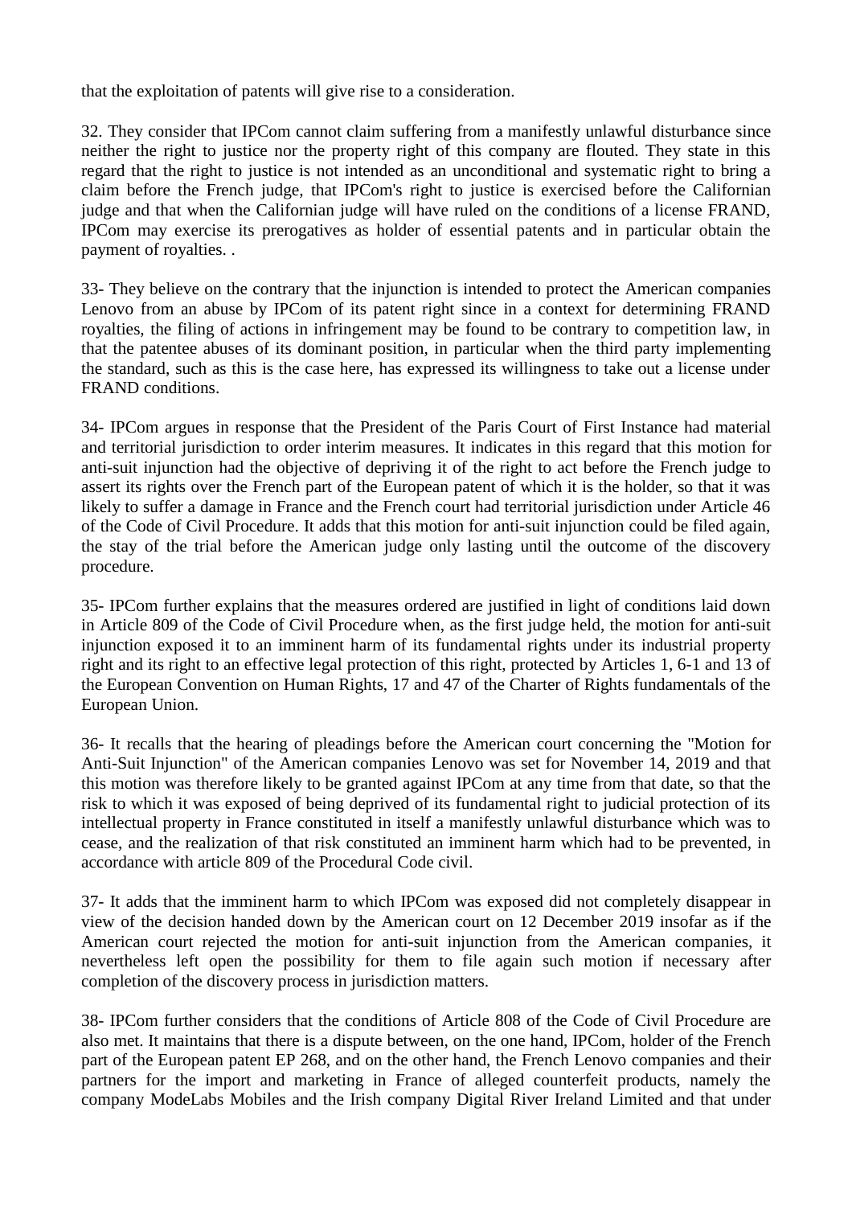that the exploitation of patents will give rise to a consideration.

32. They consider that IPCom cannot claim suffering from a manifestly unlawful disturbance since neither the right to justice nor the property right of this company are flouted. They state in this regard that the right to justice is not intended as an unconditional and systematic right to bring a claim before the French judge, that IPCom's right to justice is exercised before the Californian judge and that when the Californian judge will have ruled on the conditions of a license FRAND, IPCom may exercise its prerogatives as holder of essential patents and in particular obtain the payment of royalties. .

33- They believe on the contrary that the injunction is intended to protect the American companies Lenovo from an abuse by IPCom of its patent right since in a context for determining FRAND royalties, the filing of actions in infringement may be found to be contrary to competition law, in that the patentee abuses of its dominant position, in particular when the third party implementing the standard, such as this is the case here, has expressed its willingness to take out a license under FRAND conditions.

34- IPCom argues in response that the President of the Paris Court of First Instance had material and territorial jurisdiction to order interim measures. It indicates in this regard that this motion for anti-suit injunction had the objective of depriving it of the right to act before the French judge to assert its rights over the French part of the European patent of which it is the holder, so that it was likely to suffer a damage in France and the French court had territorial jurisdiction under Article 46 of the Code of Civil Procedure. It adds that this motion for anti-suit injunction could be filed again, the stay of the trial before the American judge only lasting until the outcome of the discovery procedure.

35- IPCom further explains that the measures ordered are justified in light of conditions laid down in Article 809 of the Code of Civil Procedure when, as the first judge held, the motion for anti-suit injunction exposed it to an imminent harm of its fundamental rights under its industrial property right and its right to an effective legal protection of this right, protected by Articles 1, 6-1 and 13 of the European Convention on Human Rights, 17 and 47 of the Charter of Rights fundamentals of the European Union.

36- It recalls that the hearing of pleadings before the American court concerning the "Motion for Anti-Suit Injunction" of the American companies Lenovo was set for November 14, 2019 and that this motion was therefore likely to be granted against IPCom at any time from that date, so that the risk to which it was exposed of being deprived of its fundamental right to judicial protection of its intellectual property in France constituted in itself a manifestly unlawful disturbance which was to cease, and the realization of that risk constituted an imminent harm which had to be prevented, in accordance with article 809 of the Procedural Code civil.

37- It adds that the imminent harm to which IPCom was exposed did not completely disappear in view of the decision handed down by the American court on 12 December 2019 insofar as if the American court rejected the motion for anti-suit injunction from the American companies, it nevertheless left open the possibility for them to file again such motion if necessary after completion of the discovery process in jurisdiction matters.

38- IPCom further considers that the conditions of Article 808 of the Code of Civil Procedure are also met. It maintains that there is a dispute between, on the one hand, IPCom, holder of the French part of the European patent EP 268, and on the other hand, the French Lenovo companies and their partners for the import and marketing in France of alleged counterfeit products, namely the company ModeLabs Mobiles and the Irish company Digital River Ireland Limited and that under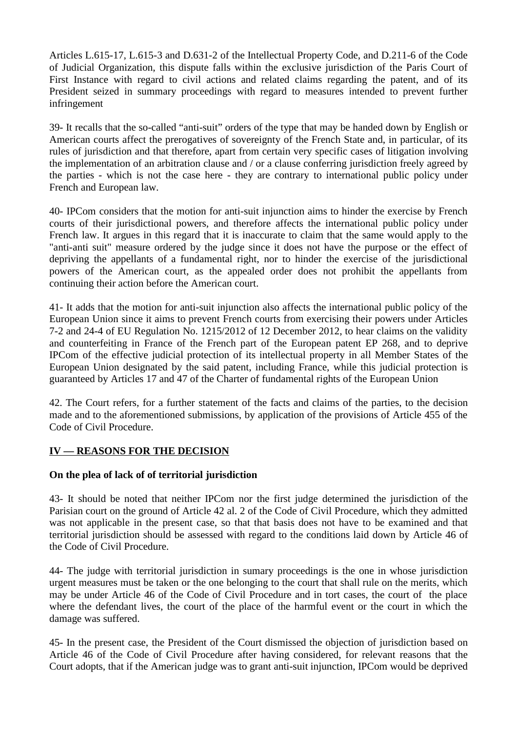Articles L.615-17, L.615-3 and D.631-2 of the Intellectual Property Code, and D.211-6 of the Code of Judicial Organization, this dispute falls within the exclusive jurisdiction of the Paris Court of First Instance with regard to civil actions and related claims regarding the patent, and of its President seized in summary proceedings with regard to measures intended to prevent further infringement

39- It recalls that the so-called "anti-suit" orders of the type that may be handed down by English or American courts affect the prerogatives of sovereignty of the French State and, in particular, of its rules of jurisdiction and that therefore, apart from certain very specific cases of litigation involving the implementation of an arbitration clause and / or a clause conferring jurisdiction freely agreed by the parties - which is not the case here - they are contrary to international public policy under French and European law.

40- IPCom considers that the motion for anti-suit injunction aims to hinder the exercise by French courts of their jurisdictional powers, and therefore affects the international public policy under French law. It argues in this regard that it is inaccurate to claim that the same would apply to the "anti-anti suit" measure ordered by the judge since it does not have the purpose or the effect of depriving the appellants of a fundamental right, nor to hinder the exercise of the jurisdictional powers of the American court, as the appealed order does not prohibit the appellants from continuing their action before the American court.

41- It adds that the motion for anti-suit injunction also affects the international public policy of the European Union since it aims to prevent French courts from exercising their powers under Articles 7-2 and 24-4 of EU Regulation No. 1215/2012 of 12 December 2012, to hear claims on the validity and counterfeiting in France of the French part of the European patent EP 268, and to deprive IPCom of the effective judicial protection of its intellectual property in all Member States of the European Union designated by the said patent, including France, while this judicial protection is guaranteed by Articles 17 and 47 of the Charter of fundamental rights of the European Union

42. The Court refers, for a further statement of the facts and claims of the parties, to the decision made and to the aforementioned submissions, by application of the provisions of Article 455 of the Code of Civil Procedure.

## IV — REASONS FOR THE DECISION

**On the plea of lack of of territorial jurisdiction**

43- It should be noted that neither IPCom nor the first judge determined the jurisdiction of the Parisian court on the ground of Article 42 al. 2 of the Code of Civil Procedure, which they admitted was not applicable in the present case, so that that basis does not have to be examined and that territorial jurisdiction should be assessed with regard to the conditions laid down by Article 46 of the Code of Civil Procedure.

44- The judge with territorial jurisdiction in sumary proceedings is the one in whose jurisdiction urgent measures must be taken or the one belonging to the court that shall rule on the merits, which may be under Article 46 of the Code of Civil Procedure and in tort cases, the court of the place where the defendant lives, the court of the place of the harmful event or the court in which the damage was suffered.

45- In the present case, the President of the Court dismissed the objection of jurisdiction based on Article 46 of the Code of Civil Procedure after having considered, for relevant reasons that the Court adopts, that if the American judge was to grant anti-suit injunction, IPCom would be deprived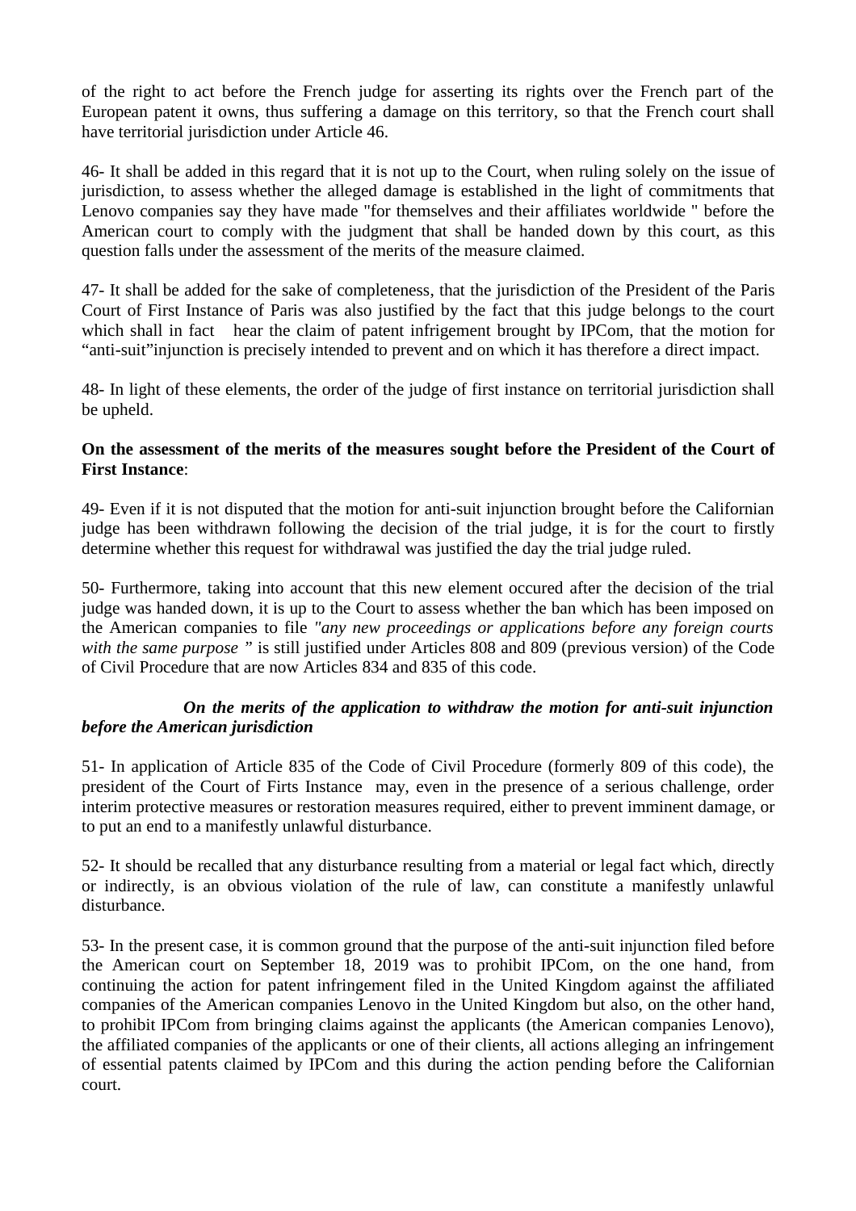of the right to act before the French judge for asserting its rights over the French part of the European patent it owns, thus suffering a damage on this territory, so that the French court shall have territorial jurisdiction under Article 46.

46- It shall be added in this regard that it is not up to the Court, when ruling solely on the issue of jurisdiction, to assess whether the alleged damage is established in the light of commitments that Lenovo companies say they have made "for themselves and their affiliates worldwide " before the American court to comply with the judgment that shall be handed down by this court, as this question falls under the assessment of the merits of the measure claimed.

47- It shall be added for the sake of completeness, that the jurisdiction of the President of the Paris Court of First Instance of Paris was also justified by the fact that this judge belongs to the court which shall in fact hear the claim of patent infrigement brought by IPCom, that the motion for “anti-suit”injunction is precisely intended to prevent and on which it has therefore a direct impact.

48- In light of these elements, the order of the judge of first instance on territorial jurisdiction shall be upheld.

**On the assessment of the merits of the measures sought before the President of the Court of First Instance**:

49- Even if it is not disputed that the motion for anti-suit injunction brought before the Californian judge has been withdrawn following the decision of the trial judge, it is for the court to firstly determine whether this request for withdrawal was justified the day the trial judge ruled.

50- Furthermore, taking into account that this new element occured after the decision of the trial judge was handed down, it is up to the Court to assess whether the ban which has been imposed on the American companies to file *"any new proceedings or applications before any foreign courts with the same purpose "* is still justified under Articles 808 and 809 (previous version) of the Code of Civil Procedure that are now Articles 834 and 835 of this code.

***On the merits of the application to withdraw the motion for anti-suit injunction before the American jurisdiction***

51- In application of Article 835 of the Code of Civil Procedure (formerly 809 of this code), the president of the Court of Firts Instance may, even in the presence of a serious challenge, order interim protective measures or restoration measures required, either to prevent imminent damage, or to put an end to a manifestly unlawful disturbance.

52- It should be recalled that any disturbance resulting from a material or legal fact which, directly or indirectly, is an obvious violation of the rule of law, can constitute a manifestly unlawful disturbance.

53- In the present case, it is common ground that the purpose of the anti-suit injunction filed before the American court on September 18, 2019 was to prohibit IPCom, on the one hand, from continuing the action for patent infringement filed in the United Kingdom against the affiliated companies of the American companies Lenovo in the United Kingdom but also, on the other hand, to prohibit IPCom from bringing claims against the applicants (the American companies Lenovo), the affiliated companies of the applicants or one of their clients, all actions alleging an infringement of essential patents claimed by IPCom and this during the action pending before the Californian court.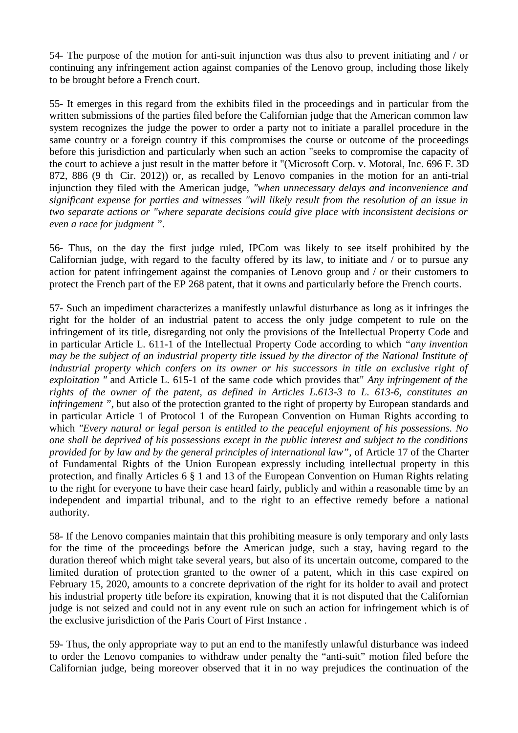54- The purpose of the motion for anti-suit injunction was thus also to prevent initiating and / or continuing any infringement action against companies of the Lenovo group, including those likely to be brought before a French court.

55- It emerges in this regard from the exhibits filed in the proceedings and in particular from the written submissions of the parties filed before the Californian judge that the American common law system recognizes the judge the power to order a party not to initiate a parallel procedure in the same country or a foreign country if this compromises the course or outcome of the proceedings before this jurisdiction and particularly when such an action "seeks to compromise the capacity of the court to achieve a just result in the matter before it "(Microsoft Corp. v. Motoral, Inc. 696 F. 3D 872, 886 (9 th Cir. 2012)) or, as recalled by Lenovo companies in the motion for an anti-trial injunction they filed with the American judge, *"when unnecessary delays and inconvenience and significant expense for parties and witnesses "will likely result from the resolution of an issue in two separate actions or "where separate decisions could give place with inconsistent decisions or even a race for judgment "*.

56- Thus, on the day the first judge ruled, IPCom was likely to see itself prohibited by the Californian judge, with regard to the faculty offered by its law, to initiate and / or to pursue any action for patent infringement against the companies of Lenovo group and / or their customers to protect the French part of the EP 268 patent, that it owns and particularly before the French courts.

57- Such an impediment characterizes a manifestly unlawful disturbance as long as it infringes the right for the holder of an industrial patent to access the only judge competent to rule on the infringement of its title, disregarding not only the provisions of the Intellectual Property Code and in particular Article L. 611-1 of the Intellectual Property Code according to which *"any invention may be the subject of an industrial property title issued by the director of the National Institute of industrial property which confers on its owner or his successors in title an exclusive right of exploitation "* and Article L. 615-1 of the same code which provides that" *Any infringement of the rights of the owner of the patent, as defined in Articles L.613-3 to L. 613-6, constitutes an infringement "*, but also of the protection granted to the right of property by European standards and in particular Article 1 of Protocol 1 of the European Convention on Human Rights according to which *"Every natural or legal person is entitled to the peaceful enjoyment of his possessions. No one shall be deprived of his possessions except in the public interest and subject to the conditions provided for by law and the general principles of international law"*, of Article 17 of the Charter of Fundamental Rights of the Union European expressly including intellectual property in this protection, and finally Articles 6 § 1 and 13 of the European Convention on Human Rights relating to the right for everyone to have their case heard fairly, publicly and within a reasonable time by an independent and impartial tribunal, and to the right to an effective remedy before a national authority.

58- If the Lenovo companies maintain that this prohibiting measure is only temporary and only lasts for the time of the proceedings before the American judge, such a stay, having regard to the duration thereof which might take several years, but also of its uncertain outcome, compared to the limited duration of protection granted to the owner of a patent, which in this case expired on February 15, 2020, amounts to a concrete deprivation of the right for its holder to avail and protect his industrial property title before its expiration, knowing that it is not disputed that the Californian judge is not seized and could not in any event rule on such an action for infringement which is of the exclusive jurisdiction of the Paris Court of First Instance .

59- Thus, the only appropriate way to put an end to the manifestly unlawful disturbance was indeed to order the Lenovo companies to withdraw under penalty the "anti-suit" motion filed before the Californian judge, being moreover observed that it in no way prejudices the continuation of the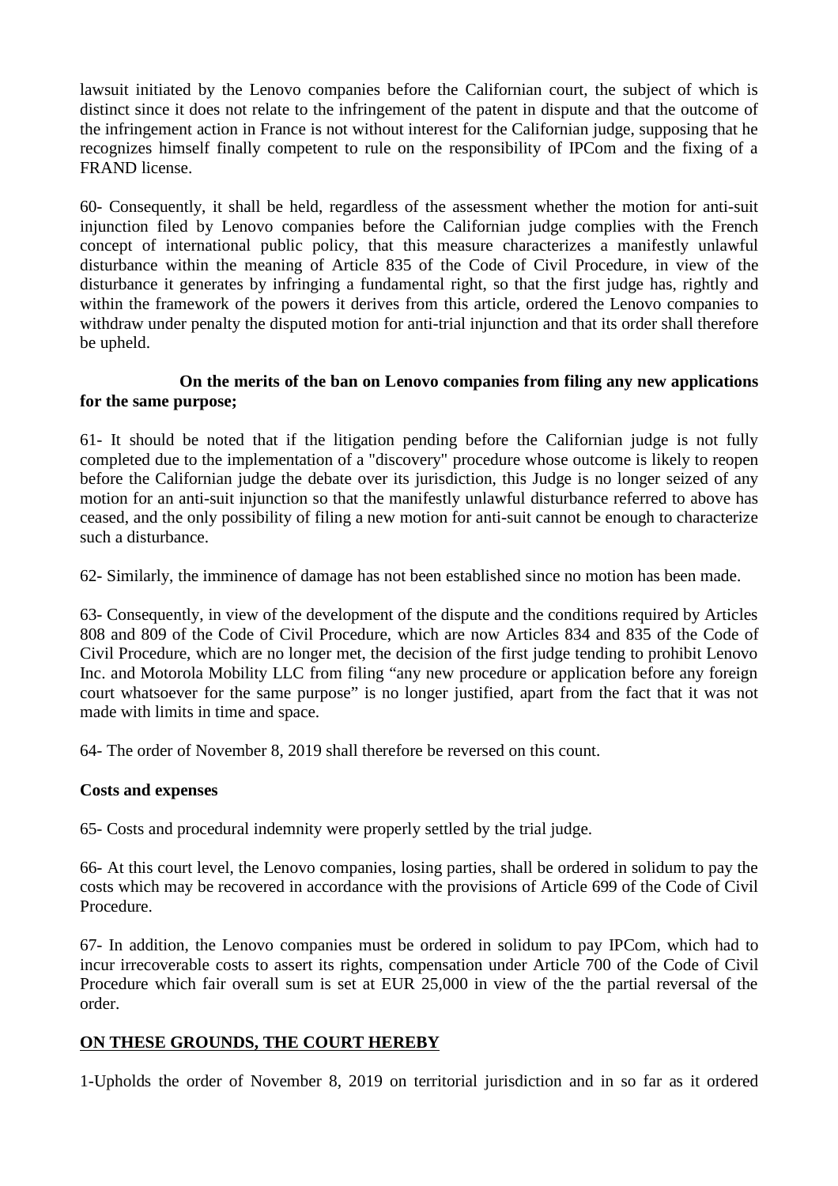lawsuit initiated by the Lenovo companies before the Californian court, the subject of which is distinct since it does not relate to the infringement of the patent in dispute and that the outcome of the infringement action in France is not without interest for the Californian judge, supposing that he recognizes himself finally competent to rule on the responsibility of IPCom and the fixing of a FRAND license.

60- Consequently, it shall be held, regardless of the assessment whether the motion for anti-suit injunction filed by Lenovo companies before the Californian judge complies with the French concept of international public policy, that this measure characterizes a manifestly unlawful disturbance within the meaning of Article 835 of the Code of Civil Procedure, in view of the disturbance it generates by infringing a fundamental right, so that the first judge has, rightly and within the framework of the powers it derives from this article, ordered the Lenovo companies to withdraw under penalty the disputed motion for anti-trial injunction and that its order shall therefore be upheld.

**On the merits of the ban on Lenovo companies from filing any new applications for the same purpose;**

61- It should be noted that if the litigation pending before the Californian judge is not fully completed due to the implementation of a "discovery" procedure whose outcome is likely to reopen before the Californian judge the debate over its jurisdiction, this Judge is no longer seized of any motion for an anti-suit injunction so that the manifestly unlawful disturbance referred to above has ceased, and the only possibility of filing a new motion for anti-suit cannot be enough to characterize such a disturbance.

62- Similarly, the imminence of damage has not been established since no motion has been made.

63- Consequently, in view of the development of the dispute and the conditions required by Articles 808 and 809 of the Code of Civil Procedure, which are now Articles 834 and 835 of the Code of Civil Procedure, which are no longer met, the decision of the first judge tending to prohibit Lenovo Inc. and Motorola Mobility LLC from filing “any new procedure or application before any foreign court whatsoever for the same purpose” is no longer justified, apart from the fact that it was not made with limits in time and space.

64- The order of November 8, 2019 shall therefore be reversed on this count.

**Costs and expenses**

65- Costs and procedural indemnity were properly settled by the trial judge.

66- At this court level, the Lenovo companies, losing parties, shall be ordered in solidum to pay the costs which may be recovered in accordance with the provisions of Article 699 of the Code of Civil Procedure.

67- In addition, the Lenovo companies must be ordered in solidum to pay IPCom, which had to incur irrecoverable costs to assert its rights, compensation under Article 700 of the Code of Civil Procedure which fair overall sum is set at EUR 25,000 in view of the the partial reversal of the order.

**ON THESE GROUNDS, THE COURT HEREBY**

1-Upholds the order of November 8, 2019 on territorial jurisdiction and in so far as it ordered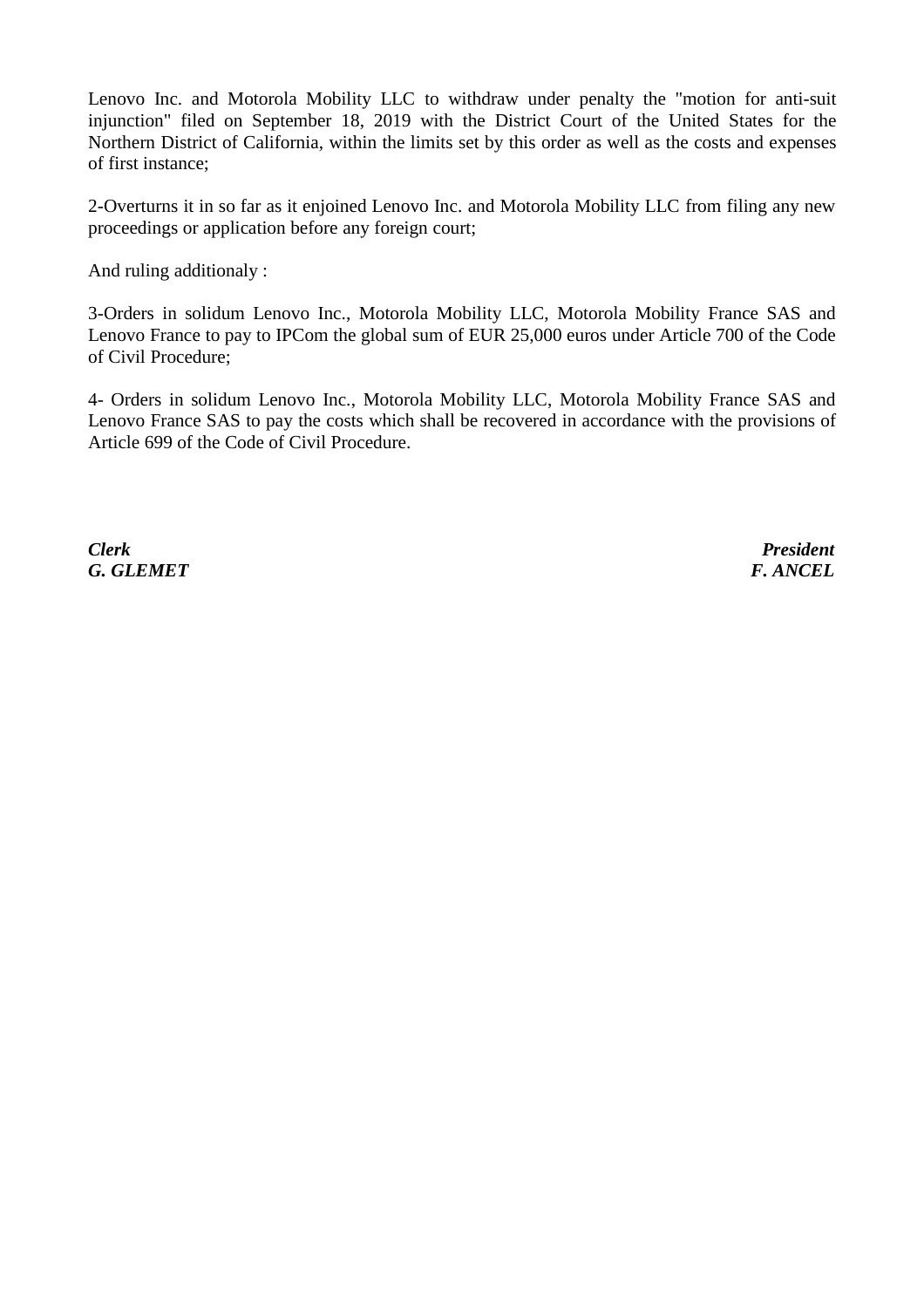Lenovo Inc. and Motorola Mobility LLC to withdraw under penalty the "motion for anti-suit injunction" filed on September 18, 2019 with the District Court of the United States for the Northern District of California, within the limits set by this order as well as the costs and expenses of first instance;

2-Overturns it in so far as it enjoined Lenovo Inc. and Motorola Mobility LLC from filing any new proceedings or application before any foreign court;

And ruling additionaly :

3-Orders in solidum Lenovo Inc., Motorola Mobility LLC, Motorola Mobility France SAS and Lenovo France to pay to IPCom the global sum of EUR 25,000 euros under Article 700 of the Code of Civil Procedure;

4- Orders in solidum Lenovo Inc., Motorola Mobility LLC, Motorola Mobility France SAS and Lenovo France SAS to pay the costs which shall be recovered in accordance with the provisions of Article 699 of the Code of Civil Procedure.

***Clerk***
***G. GLEMET***

***President***
***F. ANCEL***